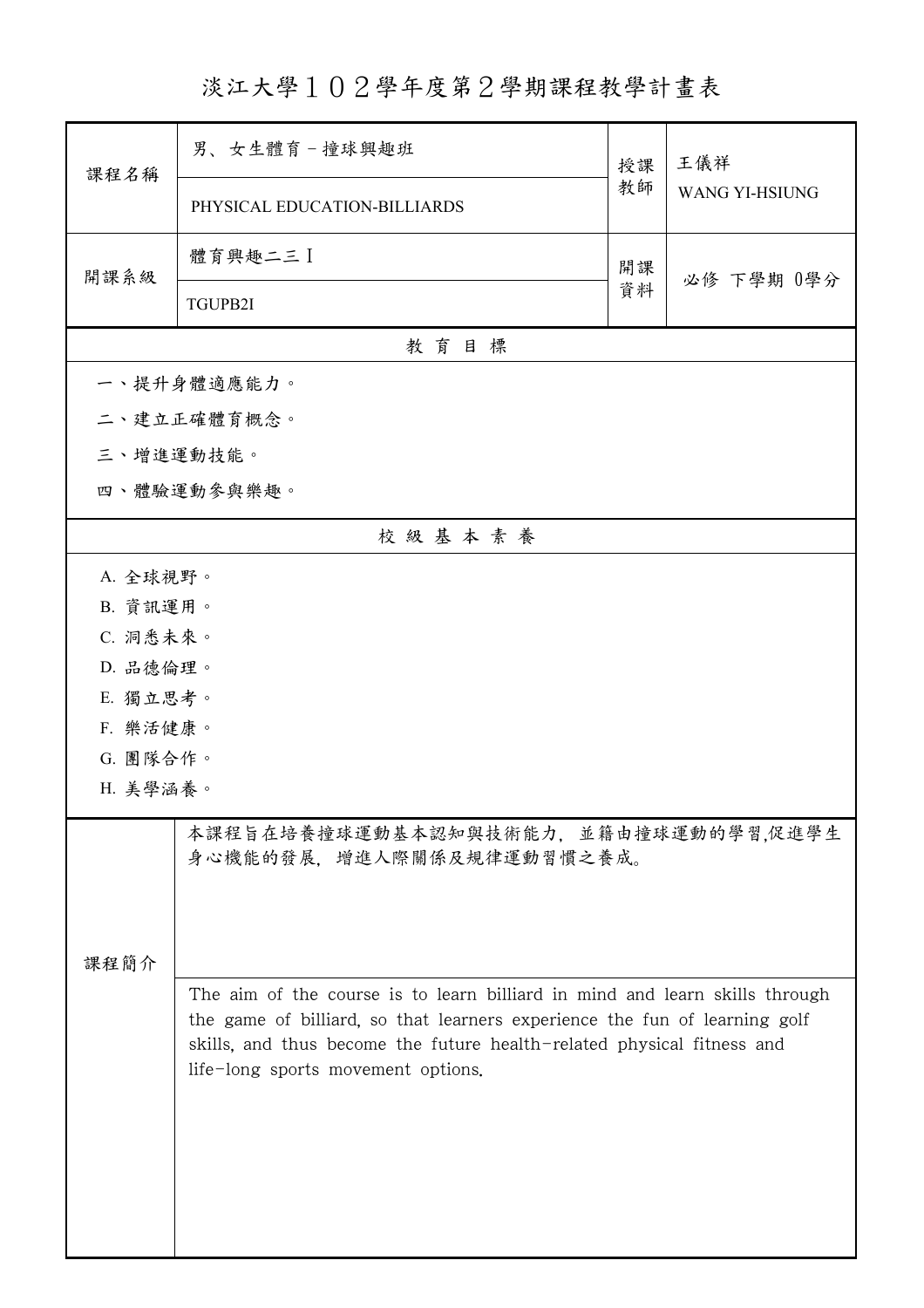# 淡江大學１０２學年度第２學期課程教學計畫表

| 課程名稱 | 男、女生體育－撞球興趣班 | 授課教師 | 王儀祥 |
| --- | --- | --- | --- |
| | PHYSICAL EDUCATION-BILLIARDS | | WANG YI-HSIUNG |
| 開課系級 | 體育興趣二三Ｉ | 開課資料 | 必修 下學期 0學分 |
| | TGUPB2I | | |

## 教育目標

一、提升身體適應能力。

二、建立正確體育概念。

三、增進運動技能。

四、體驗運動參與樂趣。

## 校級基本素養

A. 全球視野。

B. 資訊運用。

C. 洞悉未來。

D. 品德倫理。

E. 獨立思考。

F. 樂活健康。

G. 團隊合作。

H. 美學涵養。

## 課程簡介

本課程旨在培養撞球運動基本認知與技術能力，並藉由撞球運動的學習,促進學生身心機能的發展，增進人際關係及規律運動習慣之養成。

The aim of the course is to learn billiard in mind and learn skills through the game of billiard, so that learners experience the fun of learning golf skills, and thus become the future health-related physical fitness and life-long sports movement options.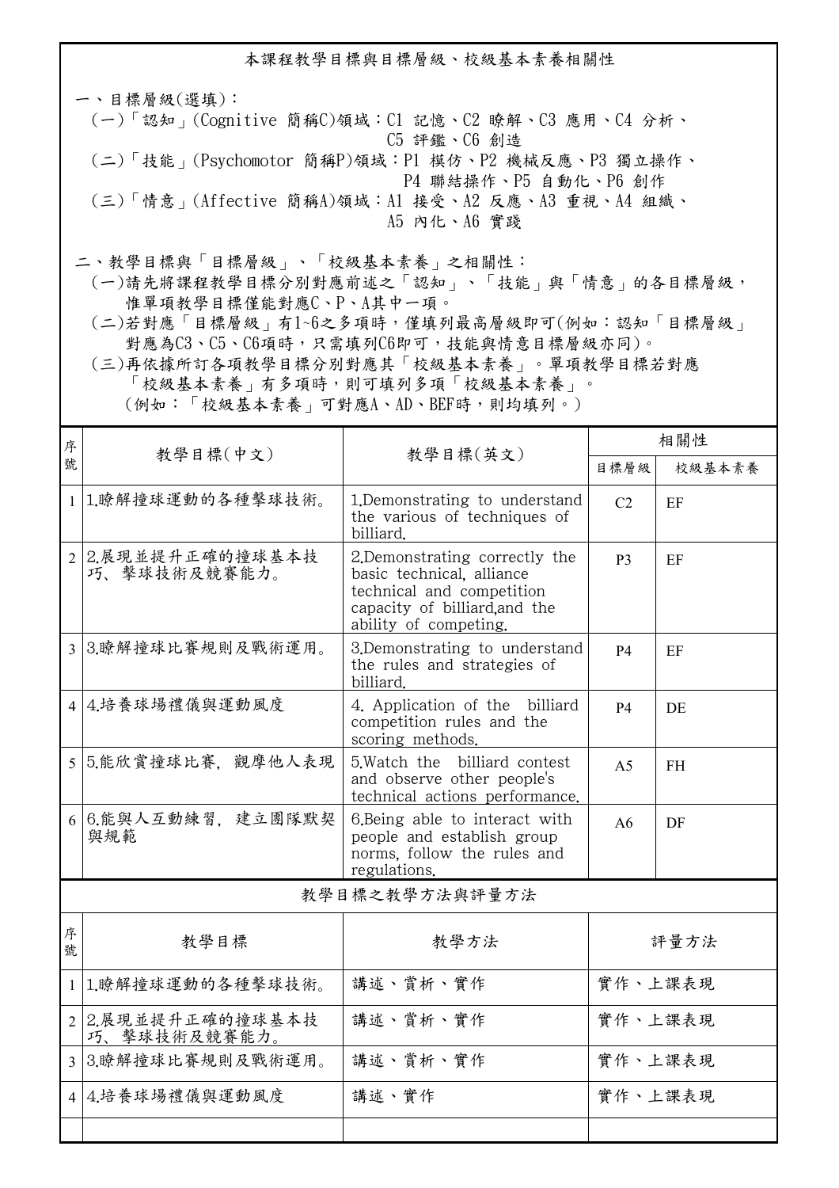## 本課程教學目標與目標層級、校級基本素養相關性

一、目標層級(選填)：

(一)「認知」(Cognitive 簡稱C)領域：C1 記憶、C2 瞭解、C3 應用、C4 分析、C5 評鑑、C6 創造

(二)「技能」(Psychomotor 簡稱P)領域：P1 模仿、P2 機械反應、P3 獨立操作、P4 聯結操作、P5 自動化、P6 創作

(三)「情意」(Affective 簡稱A)領域：A1 接受、A2 反應、A3 重視、A4 組織、A5 內化、A6 實踐

二、教學目標與「目標層級」、「校級基本素養」之相關性：

(一)請先將課程教學目標分別對應前述之「認知」、「技能」與「情意」的各目標層級，惟單項教學目標僅能對應C、P、A其中一項。

(二)若對應「目標層級」有1~6之多項時，僅填列最高層級即可(例如：認知「目標層級」對應為C3、C5、C6項時，只需填列C6即可，技能與情意目標層級亦同)。

(三)再依據所訂各項教學目標分別對應其「校級基本素養」。單項教學目標若對應「校級基本素養」有多項時，則可填列多項「校級基本素養」。(例如：「校級基本素養」可對應A、AD、BEF時，則均填列。)

| 序號 | 教學目標(中文) | 教學目標(英文) | 相關性 | |
|---|---|---|---|---|
| | | | 目標層級 | 校級基本素養 |
| 1 | 1.瞭解撞球運動的各種擊球技術。 | 1.Demonstrating to understand the various of techniques of billiard. | C2 | EF |
| 2 | 2.展現並提升正確的撞球基本技巧、擊球技術及競賽能力。 | 2.Demonstrating correctly the basic technical, alliance technical and competition capacity of billiard,and the ability of competing. | P3 | EF |
| 3 | 3.瞭解撞球比賽規則及戰術運用。 | 3.Demonstrating to understand the rules and strategies of billiard. | P4 | EF |
| 4 | 4.培養球場禮儀與運動風度 | 4. Application of the billiard competition rules and the scoring methods. | P4 | DE |
| 5 | 5.能欣賞撞球比賽, 觀摩他人表現 | 5.Watch the billiard contest and observe other people's technical actions performance. | A5 | FH |
| 6 | 6.能與人互動練習, 建立團隊默契與規範 | 6.Being able to interact with people and establish group norms, follow the rules and regulations. | A6 | DF |

## 教學目標之教學方法與評量方法

| 序號 | 教學目標 | 教學方法 | 評量方法 |
|---|---|---|---|
| 1 | 1.瞭解撞球運動的各種擊球技術。 | 講述、賞析、實作 | 實作、上課表現 |
| 2 | 2.展現並提升正確的撞球基本技巧、擊球技術及競賽能力。 | 講述、賞析、實作 | 實作、上課表現 |
| 3 | 3.瞭解撞球比賽規則及戰術運用。 | 講述、賞析、實作 | 實作、上課表現 |
| 4 | 4.培養球場禮儀與運動風度 | 講述、實作 | 實作、上課表現 |
| | | | |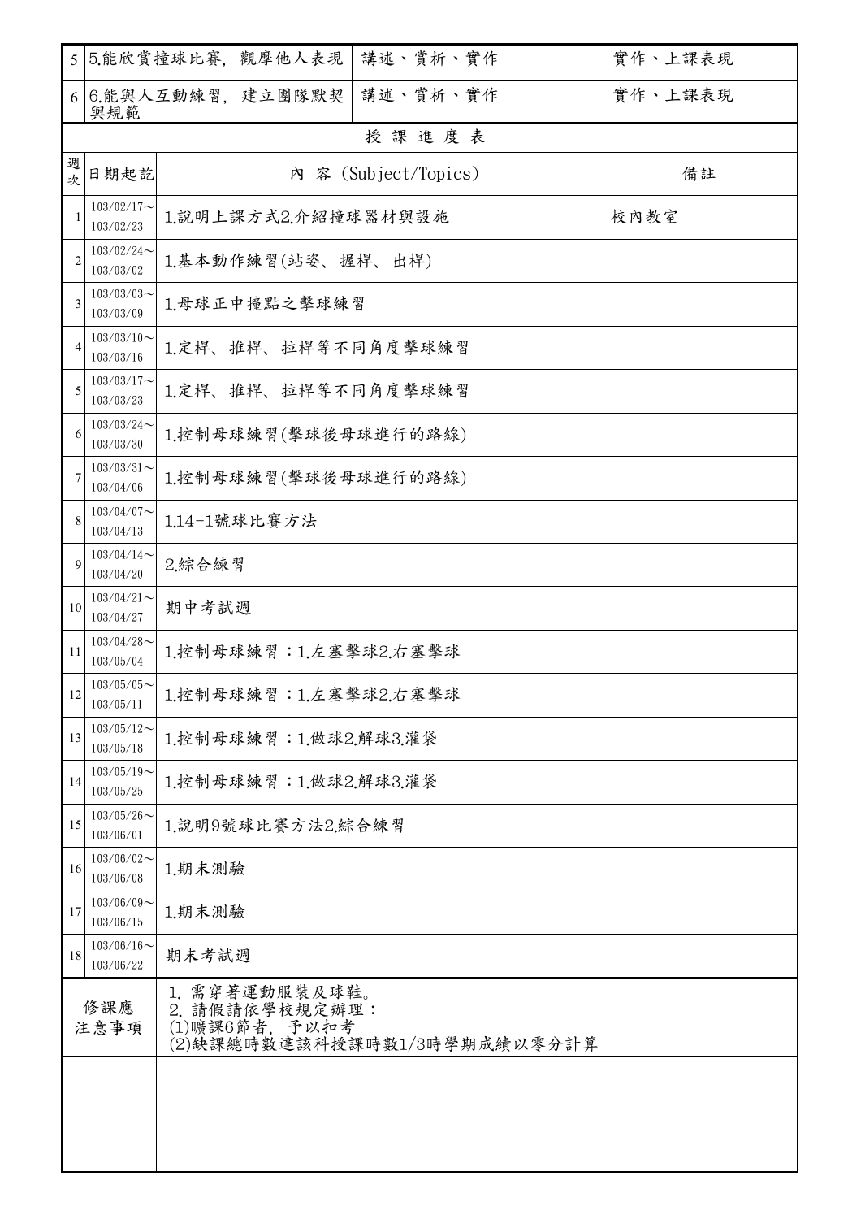| 5 | 5.能欣賞撞球比賽，觀摩他人表現 | 講述、賞析、實作 | 實作、上課表現 |
|---|---|---|---|
| 6 | 6.能與人互動練習，建立團隊默契與規範 | 講述、賞析、實作 | 實作、上課表現 |

**授課進度表**

| 週次 | 日期起訖 | 內 容 (Subject/Topics) | 備註 |
|---|---|---|---|
| 1 | 103/02/17～103/02/23 | 1.說明上課方式2.介紹撞球器材與設施 | 校內教室 |
| 2 | 103/02/24～103/03/02 | 1.基本動作練習(站姿、握桿、出桿) | |
| 3 | 103/03/03～103/03/09 | 1.母球正中撞點之擊球練習 | |
| 4 | 103/03/10～103/03/16 | 1.定桿、推桿、拉桿等不同角度擊球練習 | |
| 5 | 103/03/17～103/03/23 | 1.定桿、推桿、拉桿等不同角度擊球練習 | |
| 6 | 103/03/24～103/03/30 | 1.控制母球練習(擊球後母球進行的路線) | |
| 7 | 103/03/31～103/04/06 | 1.控制母球練習(擊球後母球進行的路線) | |
| 8 | 103/04/07～103/04/13 | 1.14-1號球比賽方法 | |
| 9 | 103/04/14～103/04/20 | 2.綜合練習 | |
| 10 | 103/04/21～103/04/27 | 期中考試週 | |
| 11 | 103/04/28～103/05/04 | 1.控制母球練習：1.左塞擊球2.右塞擊球 | |
| 12 | 103/05/05～103/05/11 | 1.控制母球練習：1.左塞擊球2.右塞擊球 | |
| 13 | 103/05/12～103/05/18 | 1.控制母球練習：1.做球2.解球3.灌袋 | |
| 14 | 103/05/19～103/05/25 | 1.控制母球練習：1.做球2.解球3.灌袋 | |
| 15 | 103/05/26～103/06/01 | 1.說明9號球比賽方法2.綜合練習 | |
| 16 | 103/06/02～103/06/08 | 1.期末測驗 | |
| 17 | 103/06/09～103/06/15 | 1.期末測驗 | |
| 18 | 103/06/16～103/06/22 | 期末考試週 | |

| 修課應注意事項 | 1. 需穿著運動服裝及球鞋。<br>2. 請假請依學校規定辦理：<br>(1)曠課6節者，予以扣考<br>(2)缺課總時數達該科授課時數1/3時學期成績以零分計算 |
|---|---|
| | |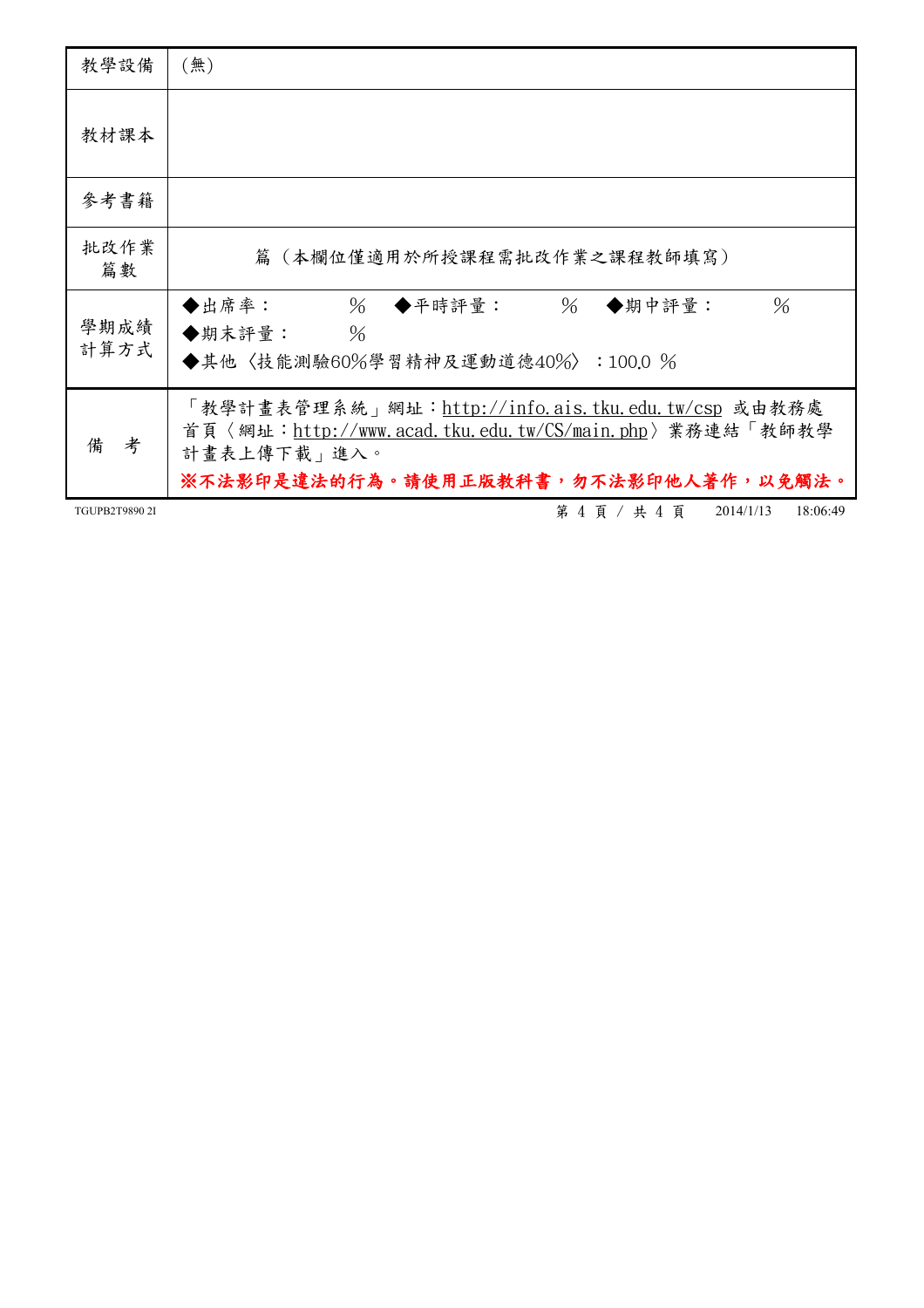| | |
|---|---|
| 教學設備 | (無) |
| 教材課本 | |
| 參考書籍 | |
| 批改作業篇數 | 篇（本欄位僅適用於所授課程需批改作業之課程教師填寫） |
| 學期成績計算方式 | ◆出席率：　　% ◆平時評量：　　% ◆期中評量：　　%<br>◆期末評量：　　%<br>◆其他〈技能測驗60%學習精神及運動道德40%〉：100.0 % |
| 備　考 | 「教學計畫表管理系統」網址：http://info.ais.tku.edu.tw/csp 或由教務處首頁〈網址：http://www.acad.tku.edu.tw/CS/main.php〉業務連結「教師教學計畫表上傳下載」進入。<br>**※不法影印是違法的行為。請使用正版教科書，勿不法影印他人著作，以免觸法。** |

TGUPB2T9890 2I　　2014/1/13　18:06:49